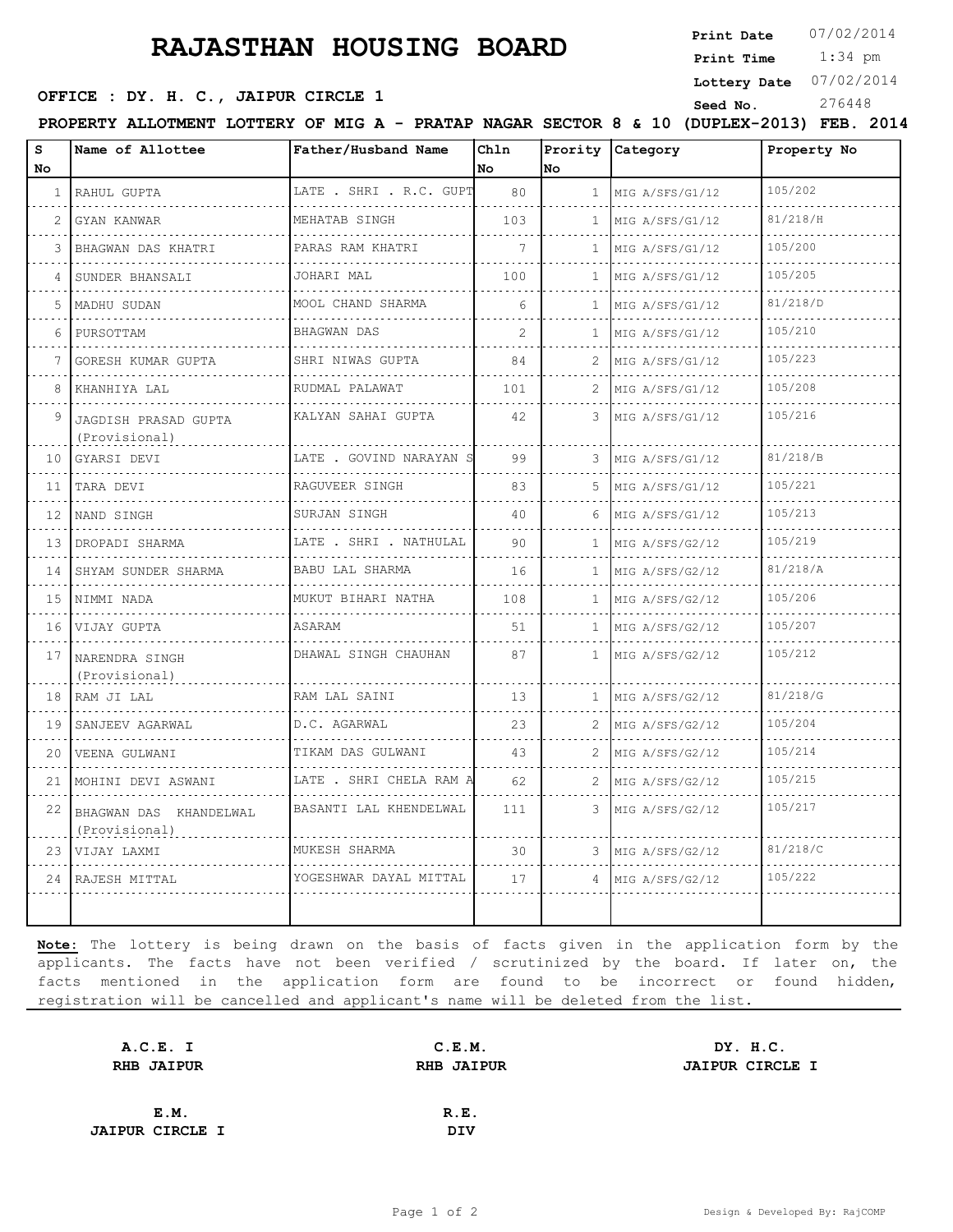# RAJASTHAN HOUSING BOARD

**Print Date** 07/02/2014
**Print Time** 1:34 pm
**Lottery Date** 07/02/2014
**Seed No.** 276448

**OFFICE : DY. H. C., JAIPUR CIRCLE 1**

**PROPERTY ALLOTMENT LOTTERY OF MIG A - PRATAP NAGAR SECTOR 8 & 10 (DUPLEX-2013) FEB. 2014**

| S No | Name of Allottee | Father/Husband Name | Chln No | Prority No | Category | Property No |
|---|---|---|---|---|---|---|
| 1 | RAHUL GUPTA | LATE . SHRI . R.C. GUPT | 80 | 1 | MIG A/SFS/G1/12 | 105/202 |
| 2 | GYAN KANWAR | MEHATAB SINGH | 103 | 1 | MIG A/SFS/G1/12 | 81/218/H |
| 3 | BHAGWAN DAS KHATRI | PARAS RAM KHATRI | 7 | 1 | MIG A/SFS/G1/12 | 105/200 |
| 4 | SUNDER BHANSALI | JOHARI MAL | 100 | 1 | MIG A/SFS/G1/12 | 105/205 |
| 5 | MADHU SUDAN | MOOL CHAND SHARMA | 6 | 1 | MIG A/SFS/G1/12 | 81/218/D |
| 6 | PURSOTTAM | BHAGWAN DAS | 2 | 1 | MIG A/SFS/G1/12 | 105/210 |
| 7 | GORESH KUMAR GUPTA | SHRI NIWAS GUPTA | 84 | 2 | MIG A/SFS/G1/12 | 105/223 |
| 8 | KHANHIYA LAL | RUDMAL PALAWAT | 101 | 2 | MIG A/SFS/G1/12 | 105/208 |
| 9 | JAGDISH PRASAD GUPTA (Provisional) | KALYAN SAHAI GUPTA | 42 | 3 | MIG A/SFS/G1/12 | 105/216 |
| 10 | GYARSI DEVI | LATE . GOVIND NARAYAN S | 99 | 3 | MIG A/SFS/G1/12 | 81/218/B |
| 11 | TARA DEVI | RAGUVEER SINGH | 83 | 5 | MIG A/SFS/G1/12 | 105/221 |
| 12 | NAND SINGH | SURJAN SINGH | 40 | 6 | MIG A/SFS/G1/12 | 105/213 |
| 13 | DROPADI SHARMA | LATE . SHRI . NATHULAL | 90 | 1 | MIG A/SFS/G2/12 | 105/219 |
| 14 | SHYAM SUNDER SHARMA | BABU LAL SHARMA | 16 | 1 | MIG A/SFS/G2/12 | 81/218/A |
| 15 | NIMMI NADA | MUKUT BIHARI NATHA | 108 | 1 | MIG A/SFS/G2/12 | 105/206 |
| 16 | VIJAY GUPTA | ASARAM | 51 | 1 | MIG A/SFS/G2/12 | 105/207 |
| 17 | NARENDRA SINGH (Provisional) | DHAWAL SINGH CHAUHAN | 87 | 1 | MIG A/SFS/G2/12 | 105/212 |
| 18 | RAM JI LAL | RAM LAL SAINI | 13 | 1 | MIG A/SFS/G2/12 | 81/218/G |
| 19 | SANJEEV AGARWAL | D.C. AGARWAL | 23 | 2 | MIG A/SFS/G2/12 | 105/204 |
| 20 | VEENA GULWANI | TIKAM DAS GULWANI | 43 | 2 | MIG A/SFS/G2/12 | 105/214 |
| 21 | MOHINI DEVI ASWANI | LATE . SHRI CHELA RAM A | 62 | 2 | MIG A/SFS/G2/12 | 105/215 |
| 22 | BHAGWAN DAS KHANDELWAL (Provisional) | BASANTI LAL KHENDELWAL | 111 | 3 | MIG A/SFS/G2/12 | 105/217 |
| 23 | VIJAY LAXMI | MUKESH SHARMA | 30 | 3 | MIG A/SFS/G2/12 | 81/218/C |
| 24 | RAJESH MITTAL | YOGESHWAR DAYAL MITTAL | 17 | 4 | MIG A/SFS/G2/12 | 105/222 |

**Note:** The lottery is being drawn on the basis of facts given in the application form by the applicants. The facts have not been verified / scrutinized by the board. If later on, the facts mentioned in the application form are found to be incorrect or found hidden, registration will be cancelled and applicant's name will be deleted from the list.

**A.C.E. I**
**RHB JAIPUR**

**C.E.M.**
**RHB JAIPUR**

**DY. H.C.**
**JAIPUR CIRCLE I**

**E.M.**
**JAIPUR CIRCLE I**

**R.E.**
**DIV**

Design & Developed By: RajCOMP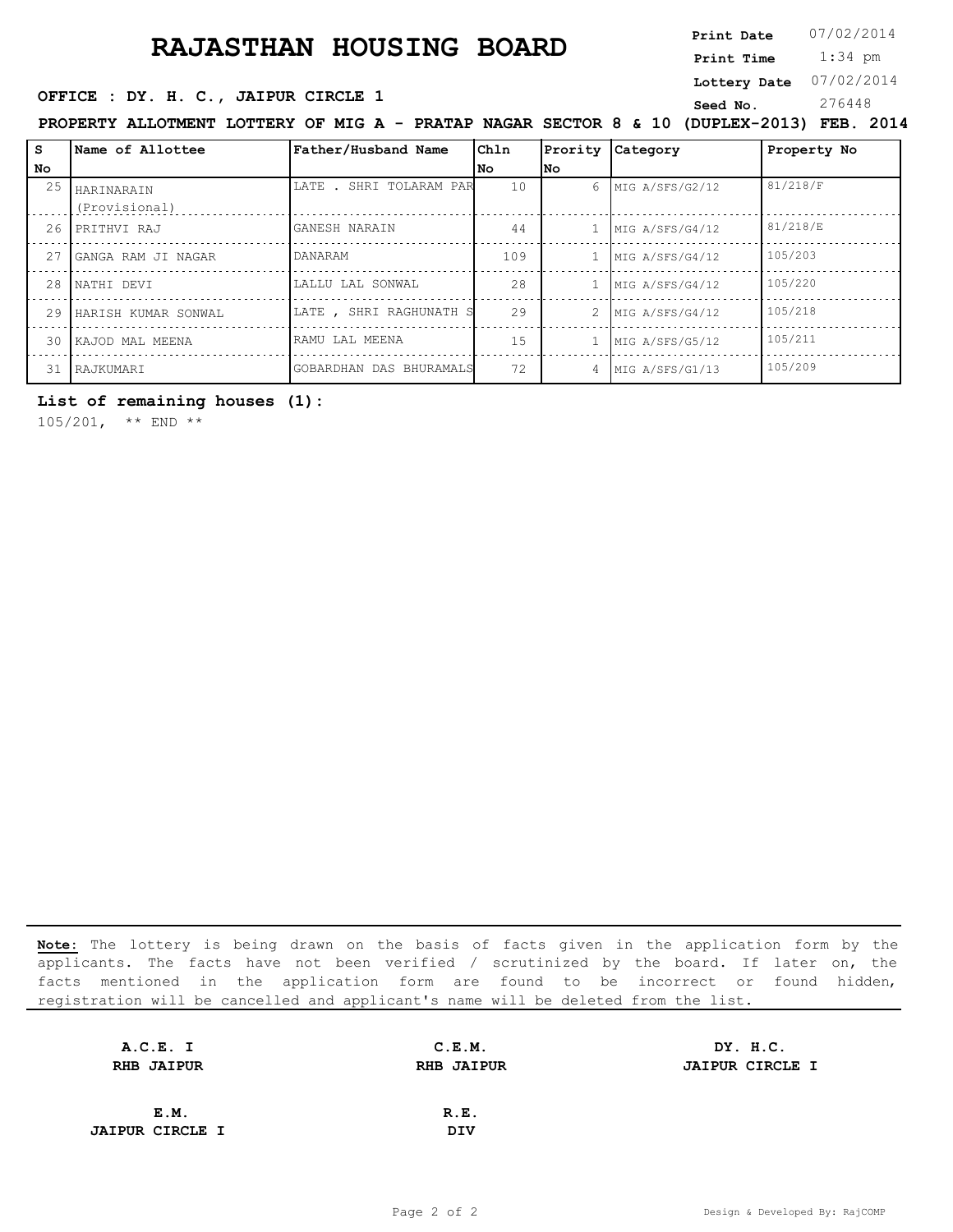# RAJASTHAN HOUSING BOARD

**Print Date** 07/02/2014
**Print Time** 1:34 pm
**Lottery Date** 07/02/2014
**Seed No.** 276448

**OFFICE : DY. H. C., JAIPUR CIRCLE 1**

**PROPERTY ALLOTMENT LOTTERY OF MIG A - PRATAP NAGAR SECTOR 8 & 10 (DUPLEX-2013) FEB. 2014**

| S No | Name of Allottee | Father/Husband Name | Chln No | Prority No | Category | Property No |
|---|---|---|---|---|---|---|
| 25 | HARINARAIN (Provisional) | LATE . SHRI TOLARAM PAR | 10 | 6 | MIG A/SFS/G2/12 | 81/218/F |
| 26 | PRITHVI RAJ | GANESH NARAIN | 44 | 1 | MIG A/SFS/G4/12 | 81/218/E |
| 27 | GANGA RAM JI NAGAR | DANARAM | 109 | 1 | MIG A/SFS/G4/12 | 105/203 |
| 28 | NATHI DEVI | LALLU LAL SONWAL | 28 | 1 | MIG A/SFS/G4/12 | 105/220 |
| 29 | HARISH KUMAR SONWAL | LATE , SHRI RAGHUNATH S | 29 | 2 | MIG A/SFS/G4/12 | 105/218 |
| 30 | KAJOD MAL MEENA | RAMU LAL MEENA | 15 | 1 | MIG A/SFS/G5/12 | 105/211 |
| 31 | RAJKUMARI | GOBARDHAN DAS BHURAMALS | 72 | 4 | MIG A/SFS/G1/13 | 105/209 |

**List of remaining houses (1):**

105/201, ** END **

**Note:** The lottery is being drawn on the basis of facts given in the application form by the applicants. The facts have not been verified / scrutinized by the board. If later on, the facts mentioned in the application form are found to be incorrect or found hidden, registration will be cancelled and applicant's name will be deleted from the list.

**A.C.E. I**
**RHB JAIPUR**

**C.E.M.**
**RHB JAIPUR**

**DY. H.C.**
**JAIPUR CIRCLE I**

**E.M.**
**JAIPUR CIRCLE I**

**R.E.**
**DIV**

Design & Developed By: RajCOMP